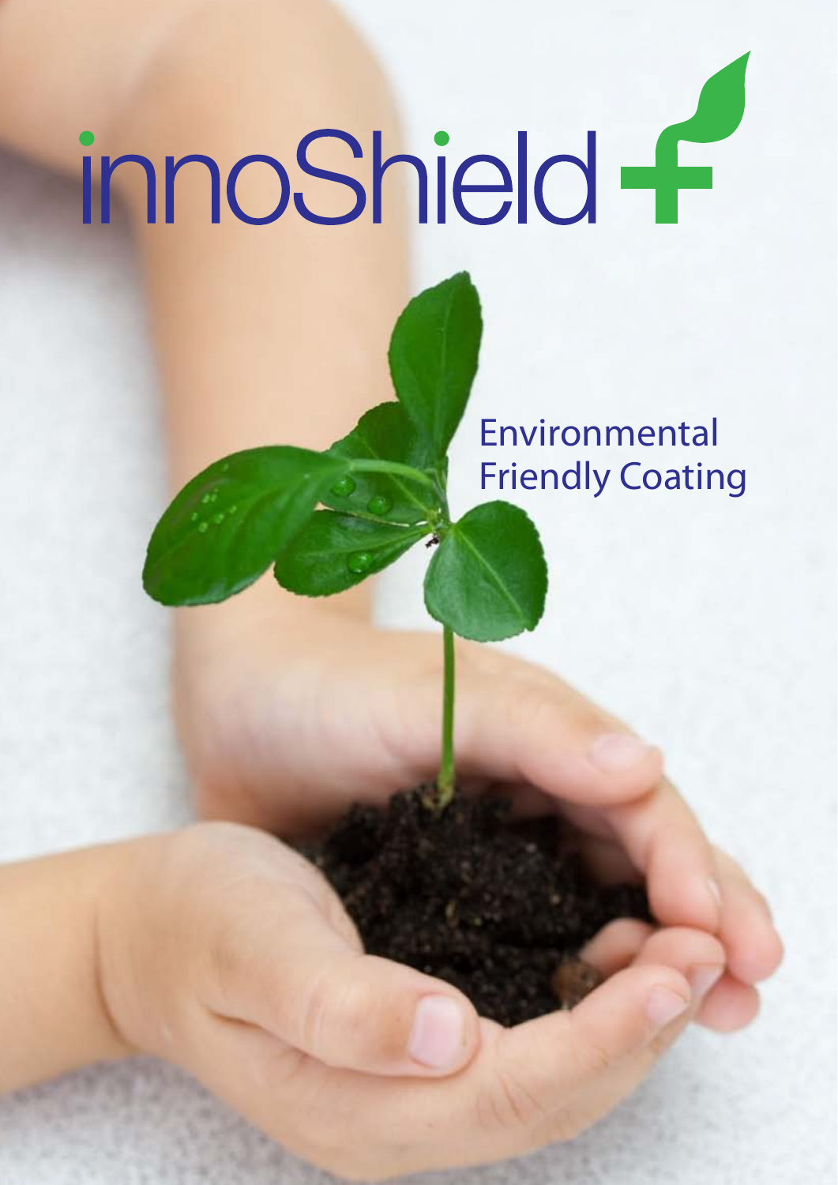# innoShield

## Environmental Friendly Coating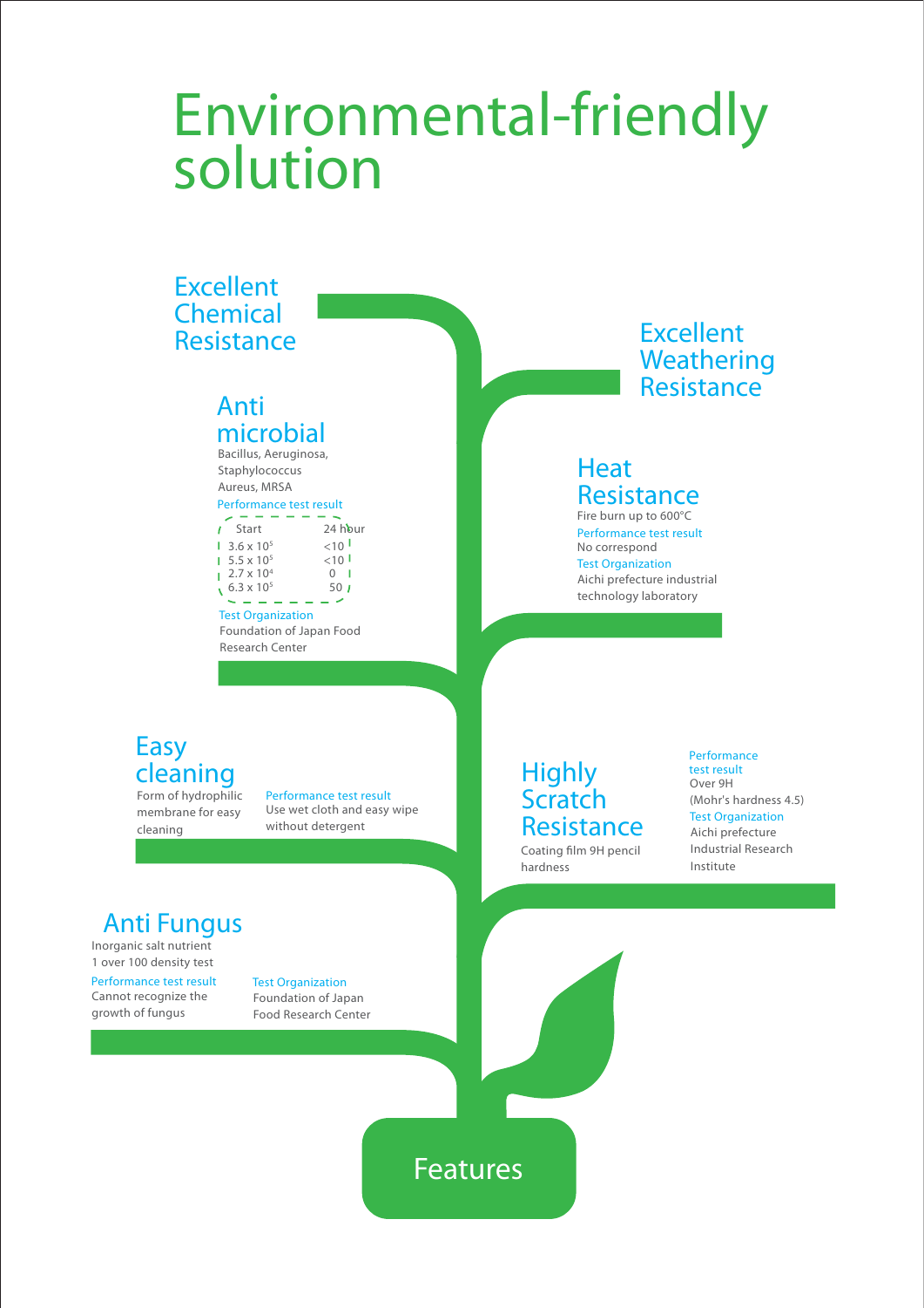# Environmental-friendly solution

## Excellent Chemical Resistance

## Excellent Weathering Resistance

## Anti microbial

Bacillus, Aeruginosa, Staphylococcus Aureus, MRSA

Performance test result

| Start | 24 hour |
| --- | --- |
| $3.6 \times 10^5$ | <10 |
| $5.5 \times 10^5$ | <10 |
| $2.7 \times 10^4$ | 0 |
| $6.3 \times 10^5$ | 50 |

Test Organization

Foundation of Japan Food Research Center

## Heat Resistance

Fire burn up to 600°C

Performance test result

No correspond

Test Organization

Aichi prefecture industrial technology laboratory

## Easy cleaning

Form of hydrophilic membrane for easy cleaning

Performance test result

Use wet cloth and easy wipe without detergent

## Highly Scratch Resistance

Coating film 9H pencil hardness

Performance test result

Over 9H (Mohr's hardness 4.5)

Test Organization

Aichi prefecture Industrial Research Institute

## Anti Fungus

Inorganic salt nutrient 1 over 100 density test

Performance test result

Cannot recognize the growth of fungus

Test Organization

Foundation of Japan Food Research Center

Features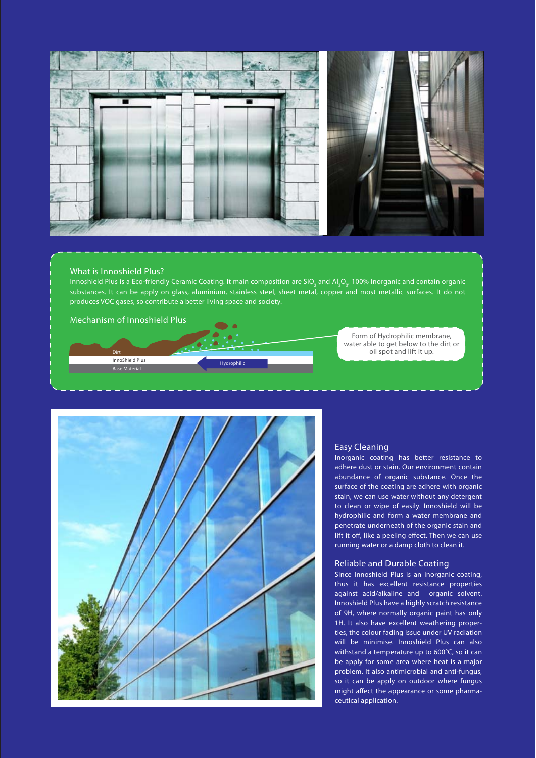## What is Innoshield Plus?

Innoshield Plus is a Eco-friendly Ceramic Coating. It main composition are $SiO_2$ and $Al_2O_3$, 100% Inorganic and contain organic substances. It can be apply on glass, aluminium, stainless steel, sheet metal, copper and most metallic surfaces. It do not produces VOC gases, so contribute a better living space and society.

## Mechanism of Innoshield Plus

Dirt

InnoShield Plus

Base Material

Hydrophilic

Form of Hydrophilic membrane, water able to get below to the dirt or oil spot and lift it up.

## Easy Cleaning

Inorganic coating has better resistance to adhere dust or stain. Our environment contain abundance of organic substance. Once the surface of the coating are adhere with organic stain, we can use water without any detergent to clean or wipe of easily. Innoshield will be hydrophilic and form a water membrane and penetrate underneath of the organic stain and lift it off, like a peeling effect. Then we can use running water or a damp cloth to clean it.

## Reliable and Durable Coating

Since Innoshield Plus is an inorganic coating, thus it has excellent resistance properties against acid/alkaline and organic solvent. Innoshield Plus have a highly scratch resistance of 9H, where normally organic paint has only 1H. It also have excellent weathering properties, the colour fading issue under UV radiation will be minimise. Innoshield Plus can also withstand a temperature up to 600°C, so it can be apply for some area where heat is a major problem. It also antimicrobial and anti-fungus, so it can be apply on outdoor where fungus might affect the appearance or some pharmaceutical application.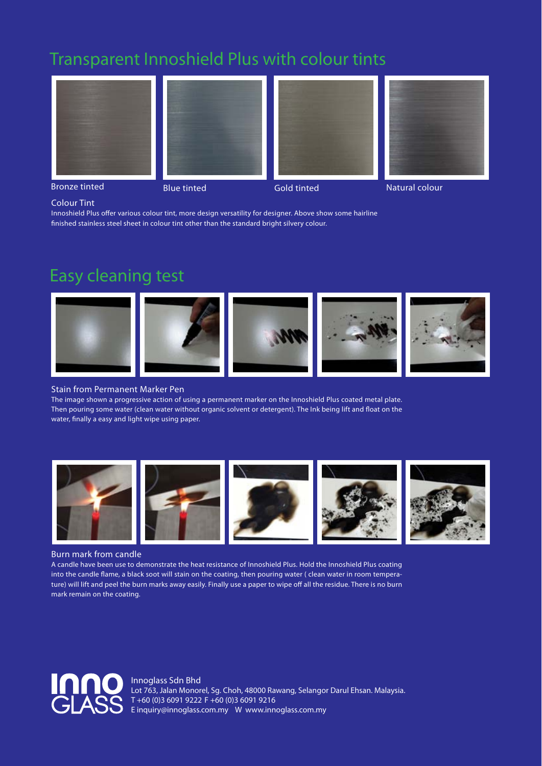## Transparent Innoshield Plus with colour tints

Bronze tinted

Blue tinted

Gold tinted

Natural colour

### Colour Tint

Innoshield Plus offer various colour tint, more design versatility for designer. Above show some hairline finished stainless steel sheet in colour tint other than the standard bright silvery colour.

## Easy cleaning test

### Stain from Permanent Marker Pen

The image shown a progressive action of using a permanent marker on the Innoshield Plus coated metal plate. Then pouring some water (clean water without organic solvent or detergent). The Ink being lift and float on the water, finally a easy and light wipe using paper.

### Burn mark from candle

A candle have been use to demonstrate the heat resistance of Innoshield Plus. Hold the Innoshield Plus coating into the candle flame, a black soot will stain on the coating, then pouring water ( clean water in room temperature) will lift and peel the burn marks away easily. Finally use a paper to wipe off all the residue. There is no burn mark remain on the coating.

INNO GLASS

Innoglass Sdn Bhd
Lot 763, Jalan Monorel, Sg. Choh, 48000 Rawang, Selangor Darul Ehsan. Malaysia.
T +60 (0)3 6091 9222 F +60 (0)3 6091 9216
E inquiry@innoglass.com.my W www.innoglass.com.my